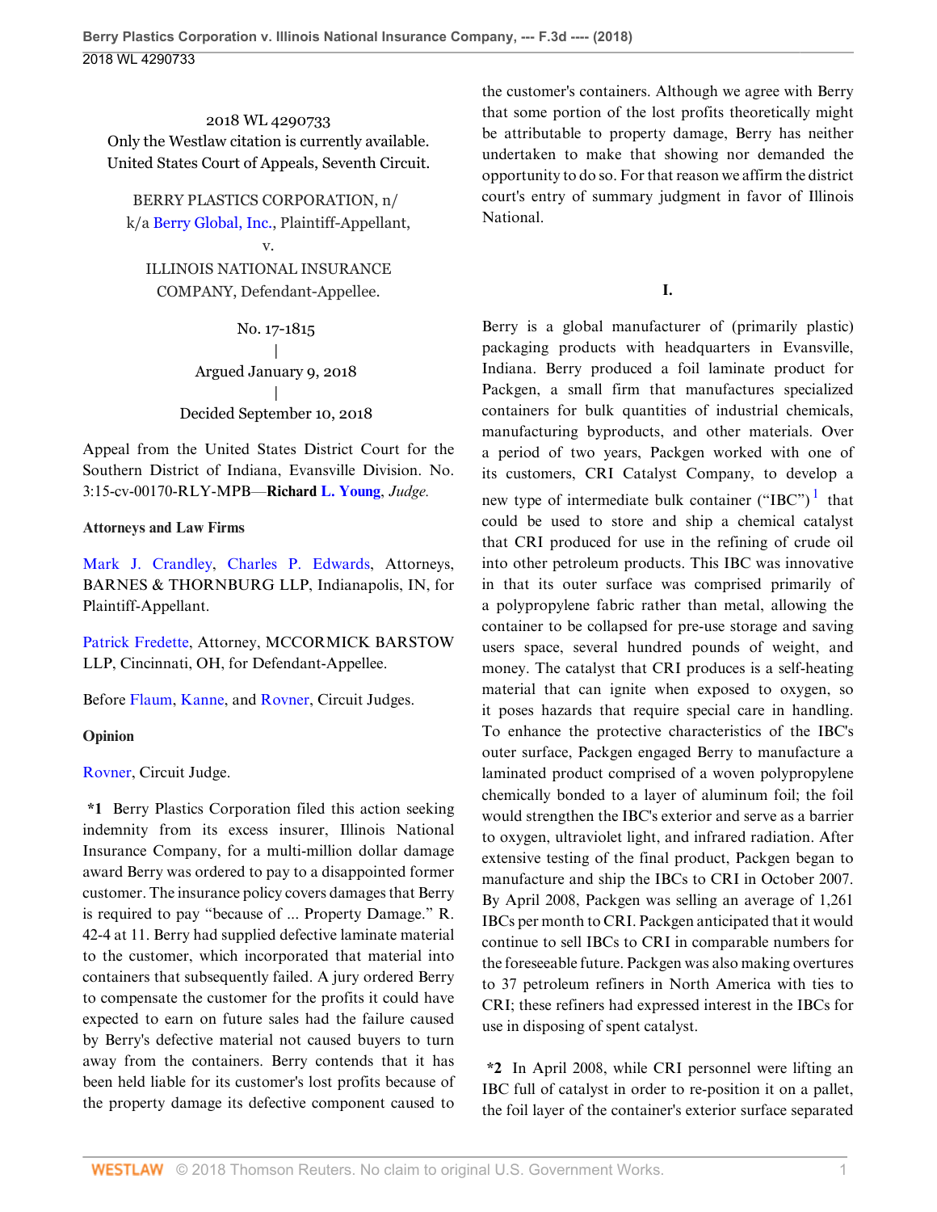2018 WL 4290733
Only the Westlaw citation is currently available.
United States Court of Appeals, Seventh Circuit.

BERRY PLASTICS CORPORATION, n/k/a Berry Global, Inc., Plaintiff-Appellant,
v.
ILLINOIS NATIONAL INSURANCE COMPANY, Defendant-Appellee.

No. 17-1815
|
Argued January 9, 2018
|
Decided September 10, 2018

Appeal from the United States District Court for the Southern District of Indiana, Evansville Division. No. 3:15-cv-00170-RLY-MPB—**Richard** L. Young, *Judge.*

**Attorneys and Law Firms**

Mark J. Crandley, Charles P. Edwards, Attorneys, BARNES & THORNBURG LLP, Indianapolis, IN, for Plaintiff-Appellant.

Patrick Fredette, Attorney, MCCORMICK BARSTOW LLP, Cincinnati, OH, for Defendant-Appellee.

Before Flaum, Kanne, and Rovner, Circuit Judges.

**Opinion**

Rovner, Circuit Judge.

**\*1** Berry Plastics Corporation filed this action seeking indemnity from its excess insurer, Illinois National Insurance Company, for a multi-million dollar damage award Berry was ordered to pay to a disappointed former customer. The insurance policy covers damages that Berry is required to pay "because of ... Property Damage." R. 42-4 at 11. Berry had supplied defective laminate material to the customer, which incorporated that material into containers that subsequently failed. A jury ordered Berry to compensate the customer for the profits it could have expected to earn on future sales had the failure caused by Berry's defective material not caused buyers to turn away from the containers. Berry contends that it has been held liable for its customer's lost profits because of the property damage its defective component caused to the customer's containers. Although we agree with Berry that some portion of the lost profits theoretically might be attributable to property damage, Berry has neither undertaken to make that showing nor demanded the opportunity to do so. For that reason we affirm the district court's entry of summary judgment in favor of Illinois National.

## I.

Berry is a global manufacturer of (primarily plastic) packaging products with headquarters in Evansville, Indiana. Berry produced a foil laminate product for Packgen, a small firm that manufactures specialized containers for bulk quantities of industrial chemicals, manufacturing byproducts, and other materials. Over a period of two years, Packgen worked with one of its customers, CRI Catalyst Company, to develop a new type of intermediate bulk container ("IBC")[1] that could be used to store and ship a chemical catalyst that CRI produced for use in the refining of crude oil into other petroleum products. This IBC was innovative in that its outer surface was comprised primarily of a polypropylene fabric rather than metal, allowing the container to be collapsed for pre-use storage and saving users space, several hundred pounds of weight, and money. The catalyst that CRI produces is a self-heating material that can ignite when exposed to oxygen, so it poses hazards that require special care in handling. To enhance the protective characteristics of the IBC's outer surface, Packgen engaged Berry to manufacture a laminated product comprised of a woven polypropylene chemically bonded to a layer of aluminum foil; the foil would strengthen the IBC's exterior and serve as a barrier to oxygen, ultraviolet light, and infrared radiation. After extensive testing of the final product, Packgen began to manufacture and ship the IBCs to CRI in October 2007. By April 2008, Packgen was selling an average of 1,261 IBCs per month to CRI. Packgen anticipated that it would continue to sell IBCs to CRI in comparable numbers for the foreseeable future. Packgen was also making overtures to 37 petroleum refiners in North America with ties to CRI; these refiners had expressed interest in the IBCs for use in disposing of spent catalyst.

**\*2** In April 2008, while CRI personnel were lifting an IBC full of catalyst in order to re-position it on a pallet, the foil layer of the container's exterior surface separated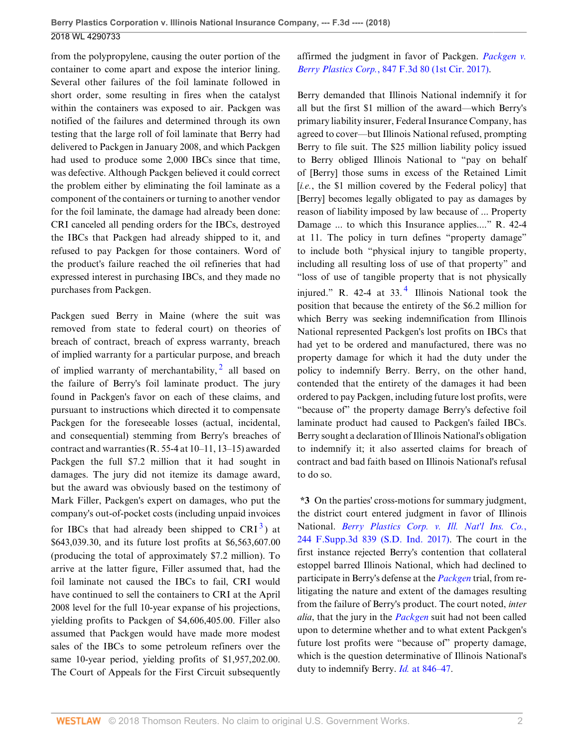from the polypropylene, causing the outer portion of the container to come apart and expose the interior lining. Several other failures of the foil laminate followed in short order, some resulting in fires when the catalyst within the containers was exposed to air. Packgen was notified of the failures and determined through its own testing that the large roll of foil laminate that Berry had delivered to Packgen in January 2008, and which Packgen had used to produce some 2,000 IBCs since that time, was defective. Although Packgen believed it could correct the problem either by eliminating the foil laminate as a component of the containers or turning to another vendor for the foil laminate, the damage had already been done: CRI canceled all pending orders for the IBCs, destroyed the IBCs that Packgen had already shipped to it, and refused to pay Packgen for those containers. Word of the product's failure reached the oil refineries that had expressed interest in purchasing IBCs, and they made no purchases from Packgen.

Packgen sued Berry in Maine (where the suit was removed from state to federal court) on theories of breach of contract, breach of express warranty, breach of implied warranty for a particular purpose, and breach of implied warranty of merchantability,[2] all based on the failure of Berry's foil laminate product. The jury found in Packgen's favor on each of these claims, and pursuant to instructions which directed it to compensate Packgen for the foreseeable losses (actual, incidental, and consequential) stemming from Berry's breaches of contract and warranties (R. 55-4 at 10–11, 13–15) awarded Packgen the full $7.2 million that it had sought in damages. The jury did not itemize its damage award, but the award was obviously based on the testimony of Mark Filler, Packgen's expert on damages, who put the company's out-of-pocket costs (including unpaid invoices for IBCs that had already been shipped to CRI[3]) at $643,039.30, and its future lost profits at $6,563,607.00 (producing the total of approximately $7.2 million). To arrive at the latter figure, Filler assumed that, had the foil laminate not caused the IBCs to fail, CRI would have continued to sell the containers to CRI at the April 2008 level for the full 10-year expanse of his projections, yielding profits to Packgen of $4,606,405.00. Filler also assumed that Packgen would have made more modest sales of the IBCs to some petroleum refiners over the same 10-year period, yielding profits of $1,957,202.00. The Court of Appeals for the First Circuit subsequently affirmed the judgment in favor of Packgen. *Packgen v. Berry Plastics Corp.*, 847 F.3d 80 (1st Cir. 2017).

Berry demanded that Illinois National indemnify it for all but the first $1 million of the award—which Berry's primary liability insurer, Federal Insurance Company, has agreed to cover—but Illinois National refused, prompting Berry to file suit. The $25 million liability policy issued to Berry obliged Illinois National to "pay on behalf of [Berry] those sums in excess of the Retained Limit [*i.e.*, the $1 million covered by the Federal policy] that [Berry] becomes legally obligated to pay as damages by reason of liability imposed by law because of ... Property Damage ... to which this Insurance applies...." R. 42-4 at 11. The policy in turn defines "property damage" to include both "physical injury to tangible property, including all resulting loss of use of that property" and "loss of use of tangible property that is not physically injured." R. 42-4 at 33.[4] Illinois National took the position that because the entirety of the $6.2 million for which Berry was seeking indemnification from Illinois National represented Packgen's lost profits on IBCs that had yet to be ordered and manufactured, there was no property damage for which it had the duty under the policy to indemnify Berry. Berry, on the other hand, contended that the entirety of the damages it had been ordered to pay Packgen, including future lost profits, were "because of" the property damage Berry's defective foil laminate product had caused to Packgen's failed IBCs. Berry sought a declaration of Illinois National's obligation to indemnify it; it also asserted claims for breach of contract and bad faith based on Illinois National's refusal to do so.

**\*3** On the parties' cross-motions for summary judgment, the district court entered judgment in favor of Illinois National. *Berry Plastics Corp. v. Ill. Nat'l Ins. Co.*, 244 F.Supp.3d 839 (S.D. Ind. 2017). The court in the first instance rejected Berry's contention that collateral estoppel barred Illinois National, which had declined to participate in Berry's defense at the *Packgen* trial, from re-litigating the nature and extent of the damages resulting from the failure of Berry's product. The court noted, *inter alia*, that the jury in the *Packgen* suit had not been called upon to determine whether and to what extent Packgen's future lost profits were "because of" property damage, which is the question determinative of Illinois National's duty to indemnify Berry. *Id.* at 846–47.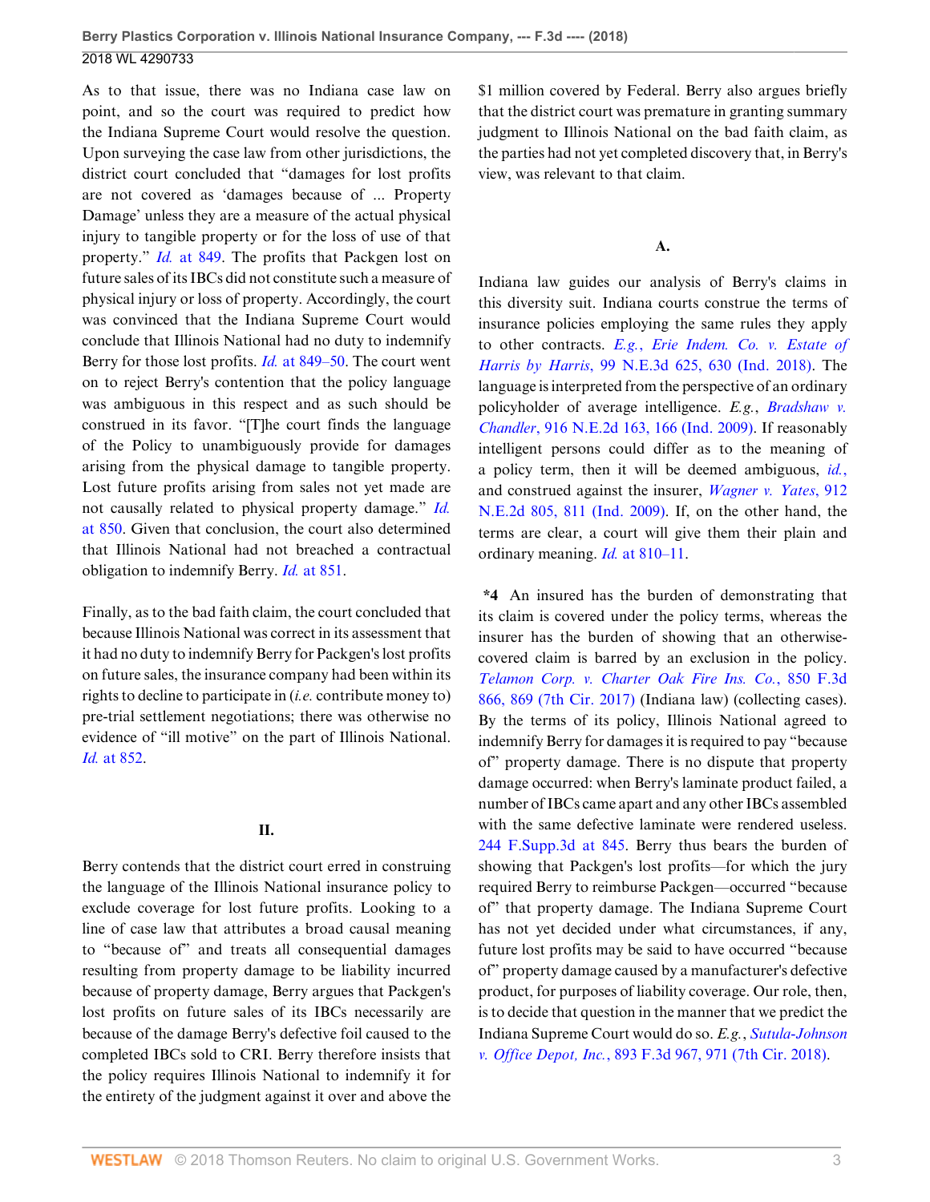As to that issue, there was no Indiana case law on point, and so the court was required to predict how the Indiana Supreme Court would resolve the question. Upon surveying the case law from other jurisdictions, the district court concluded that "damages for lost profits are not covered as 'damages because of ... Property Damage' unless they are a measure of the actual physical injury to tangible property or for the loss of use of that property." *Id.* at 849. The profits that Packgen lost on future sales of its IBCs did not constitute such a measure of physical injury or loss of property. Accordingly, the court was convinced that the Indiana Supreme Court would conclude that Illinois National had no duty to indemnify Berry for those lost profits. *Id.* at 849–50. The court went on to reject Berry's contention that the policy language was ambiguous in this respect and as such should be construed in its favor. "[T]he court finds the language of the Policy to unambiguously provide for damages arising from the physical damage to tangible property. Lost future profits arising from sales not yet made are not causally related to physical property damage." *Id.* at 850. Given that conclusion, the court also determined that Illinois National had not breached a contractual obligation to indemnify Berry. *Id.* at 851.

Finally, as to the bad faith claim, the court concluded that because Illinois National was correct in its assessment that it had no duty to indemnify Berry for Packgen's lost profits on future sales, the insurance company had been within its rights to decline to participate in (*i.e.* contribute money to) pre-trial settlement negotiations; there was otherwise no evidence of "ill motive" on the part of Illinois National. *Id.* at 852.

## II.

Berry contends that the district court erred in construing the language of the Illinois National insurance policy to exclude coverage for lost future profits. Looking to a line of case law that attributes a broad causal meaning to "because of" and treats all consequential damages resulting from property damage to be liability incurred because of property damage, Berry argues that Packgen's lost profits on future sales of its IBCs necessarily are because of the damage Berry's defective foil caused to the completed IBCs sold to CRI. Berry therefore insists that the policy requires Illinois National to indemnify it for the entirety of the judgment against it over and above the $1 million covered by Federal. Berry also argues briefly that the district court was premature in granting summary judgment to Illinois National on the bad faith claim, as the parties had not yet completed discovery that, in Berry's view, was relevant to that claim.

### A.

Indiana law guides our analysis of Berry's claims in this diversity suit. Indiana courts construe the terms of insurance policies employing the same rules they apply to other contracts. *E.g.*, *Erie Indem. Co. v. Estate of Harris by Harris*, 99 N.E.3d 625, 630 (Ind. 2018). The language is interpreted from the perspective of an ordinary policyholder of average intelligence. *E.g.*, *Bradshaw v. Chandler*, 916 N.E.2d 163, 166 (Ind. 2009). If reasonably intelligent persons could differ as to the meaning of a policy term, then it will be deemed ambiguous, *id.*, and construed against the insurer, *Wagner v. Yates*, 912 N.E.2d 805, 811 (Ind. 2009). If, on the other hand, the terms are clear, a court will give them their plain and ordinary meaning. *Id.* at 810–11.

**\*4** An insured has the burden of demonstrating that its claim is covered under the policy terms, whereas the insurer has the burden of showing that an otherwise-covered claim is barred by an exclusion in the policy. *Telamon Corp. v. Charter Oak Fire Ins. Co.*, 850 F.3d 866, 869 (7th Cir. 2017) (Indiana law) (collecting cases). By the terms of its policy, Illinois National agreed to indemnify Berry for damages it is required to pay "because of" property damage. There is no dispute that property damage occurred: when Berry's laminate product failed, a number of IBCs came apart and any other IBCs assembled with the same defective laminate were rendered useless. 244 F.Supp.3d at 845. Berry thus bears the burden of showing that Packgen's lost profits—for which the jury required Berry to reimburse Packgen—occurred "because of" that property damage. The Indiana Supreme Court has not yet decided under what circumstances, if any, future lost profits may be said to have occurred "because of" property damage caused by a manufacturer's defective product, for purposes of liability coverage. Our role, then, is to decide that question in the manner that we predict the Indiana Supreme Court would do so. *E.g.*, *Sutula-Johnson v. Office Depot, Inc.*, 893 F.3d 967, 971 (7th Cir. 2018).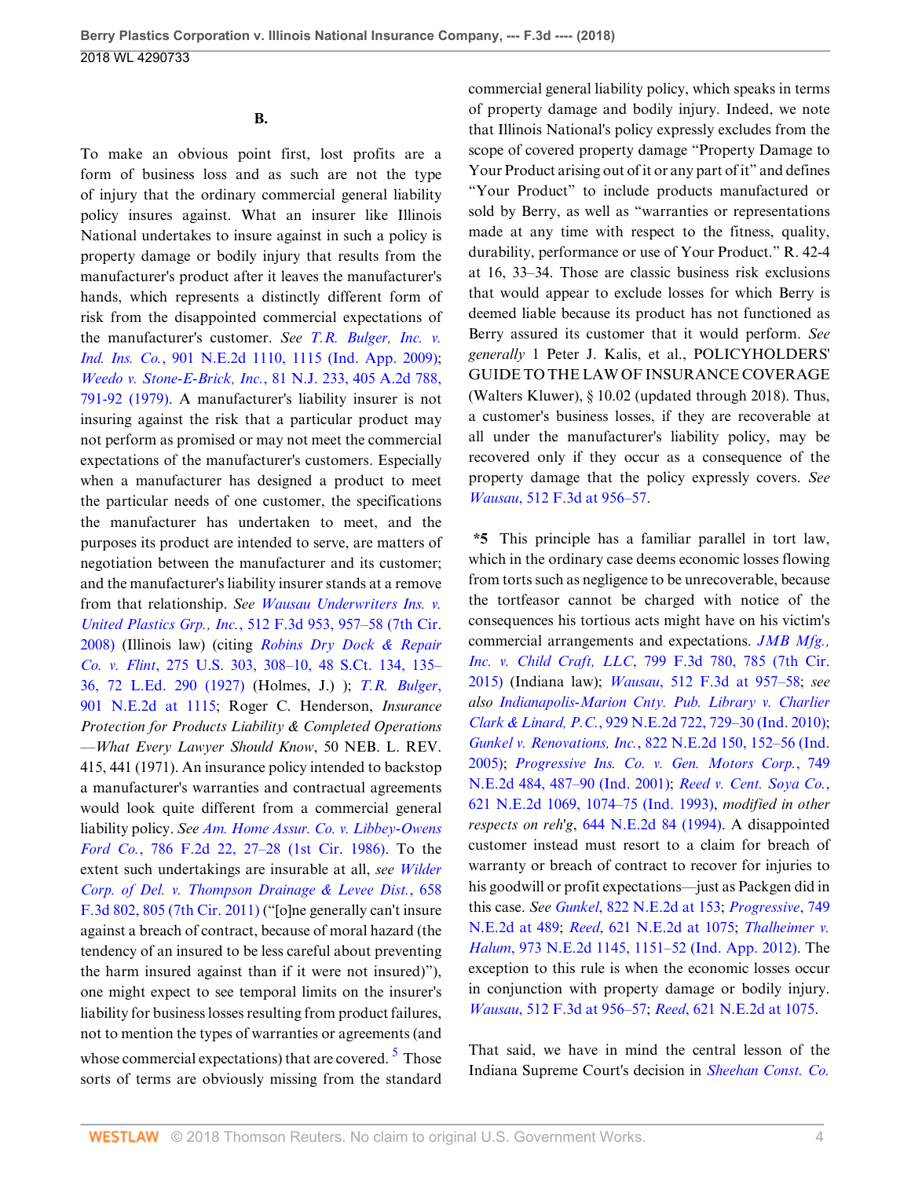## B.

To make an obvious point first, lost profits are a form of business loss and as such are not the type of injury that the ordinary commercial general liability policy insures against. What an insurer like Illinois National undertakes to insure against in such a policy is property damage or bodily injury that results from the manufacturer's product after it leaves the manufacturer's hands, which represents a distinctly different form of risk from the disappointed commercial expectations of the manufacturer's customer. *See T.R. Bulger, Inc. v. Ind. Ins. Co.*, 901 N.E.2d 1110, 1115 (Ind. App. 2009); *Weedo v. Stone-E-Brick, Inc.*, 81 N.J. 233, 405 A.2d 788, 791-92 (1979). A manufacturer's liability insurer is not insuring against the risk that a particular product may not perform as promised or may not meet the commercial expectations of the manufacturer's customers. Especially when a manufacturer has designed a product to meet the particular needs of one customer, the specifications the manufacturer has undertaken to meet, and the purposes its product are intended to serve, are matters of negotiation between the manufacturer and its customer; and the manufacturer's liability insurer stands at a remove from that relationship. *See Wausau Underwriters Ins. v. United Plastics Grp., Inc.*, 512 F.3d 953, 957–58 (7th Cir. 2008) (Illinois law) (citing *Robins Dry Dock & Repair Co. v. Flint*, 275 U.S. 303, 308–10, 48 S.Ct. 134, 135–36, 72 L.Ed. 290 (1927) (Holmes, J.) ); *T.R. Bulger*, 901 N.E.2d at 1115; Roger C. Henderson, *Insurance Protection for Products Liability & Completed Operations —What Every Lawyer Should Know*, 50 NEB. L. REV. 415, 441 (1971). An insurance policy intended to backstop a manufacturer's warranties and contractual agreements would look quite different from a commercial general liability policy. *See Am. Home Assur. Co. v. Libbey-Owens Ford Co.*, 786 F.2d 22, 27–28 (1st Cir. 1986). To the extent such undertakings are insurable at all, *see Wilder Corp. of Del. v. Thompson Drainage & Levee Dist.*, 658 F.3d 802, 805 (7th Cir. 2011) ("[o]ne generally can't insure against a breach of contract, because of moral hazard (the tendency of an insured to be less careful about preventing the harm insured against than if it were not insured)"), one might expect to see temporal limits on the insurer's liability for business losses resulting from product failures, not to mention the types of warranties or agreements (and whose commercial expectations) that are covered.[5] Those sorts of terms are obviously missing from the standard commercial general liability policy, which speaks in terms of property damage and bodily injury. Indeed, we note that Illinois National's policy expressly excludes from the scope of covered property damage "Property Damage to Your Product arising out of it or any part of it" and defines "Your Product" to include products manufactured or sold by Berry, as well as "warranties or representations made at any time with respect to the fitness, quality, durability, performance or use of Your Product." R. 42-4 at 16, 33–34. Those are classic business risk exclusions that would appear to exclude losses for which Berry is deemed liable because its product has not functioned as Berry assured its customer that it would perform. *See generally* 1 Peter J. Kalis, et al., POLICYHOLDERS' GUIDE TO THE LAW OF INSURANCE COVERAGE (Walters Kluwer), § 10.02 (updated through 2018). Thus, a customer's business losses, if they are recoverable at all under the manufacturer's liability policy, may be recovered only if they occur as a consequence of the property damage that the policy expressly covers. *See Wausau*, 512 F.3d at 956–57.

**\*5** This principle has a familiar parallel in tort law, which in the ordinary case deems economic losses flowing from torts such as negligence to be unrecoverable, because the tortfeasor cannot be charged with notice of the consequences his tortious acts might have on his victim's commercial arrangements and expectations. *JMB Mfg., Inc. v. Child Craft, LLC*, 799 F.3d 780, 785 (7th Cir. 2015) (Indiana law); *Wausau*, 512 F.3d at 957–58; *see also Indianapolis-Marion Cnty. Pub. Library v. Charlier Clark & Linard, P.C.*, 929 N.E.2d 722, 729–30 (Ind. 2010); *Gunkel v. Renovations, Inc.*, 822 N.E.2d 150, 152–56 (Ind. 2005); *Progressive Ins. Co. v. Gen. Motors Corp.*, 749 N.E.2d 484, 487–90 (Ind. 2001); *Reed v. Cent. Soya Co.*, 621 N.E.2d 1069, 1074–75 (Ind. 1993), *modified in other respects on reh'g*, 644 N.E.2d 84 (1994). A disappointed customer instead must resort to a claim for breach of warranty or breach of contract to recover for injuries to his goodwill or profit expectations—just as Packgen did in this case. *See Gunkel*, 822 N.E.2d at 153; *Progressive*, 749 N.E.2d at 489; *Reed*, 621 N.E.2d at 1075; *Thalheimer v. Halum*, 973 N.E.2d 1145, 1151–52 (Ind. App. 2012). The exception to this rule is when the economic losses occur in conjunction with property damage or bodily injury. *Wausau*, 512 F.3d at 956–57; *Reed*, 621 N.E.2d at 1075.

That said, we have in mind the central lesson of the Indiana Supreme Court's decision in *Sheehan Const. Co.*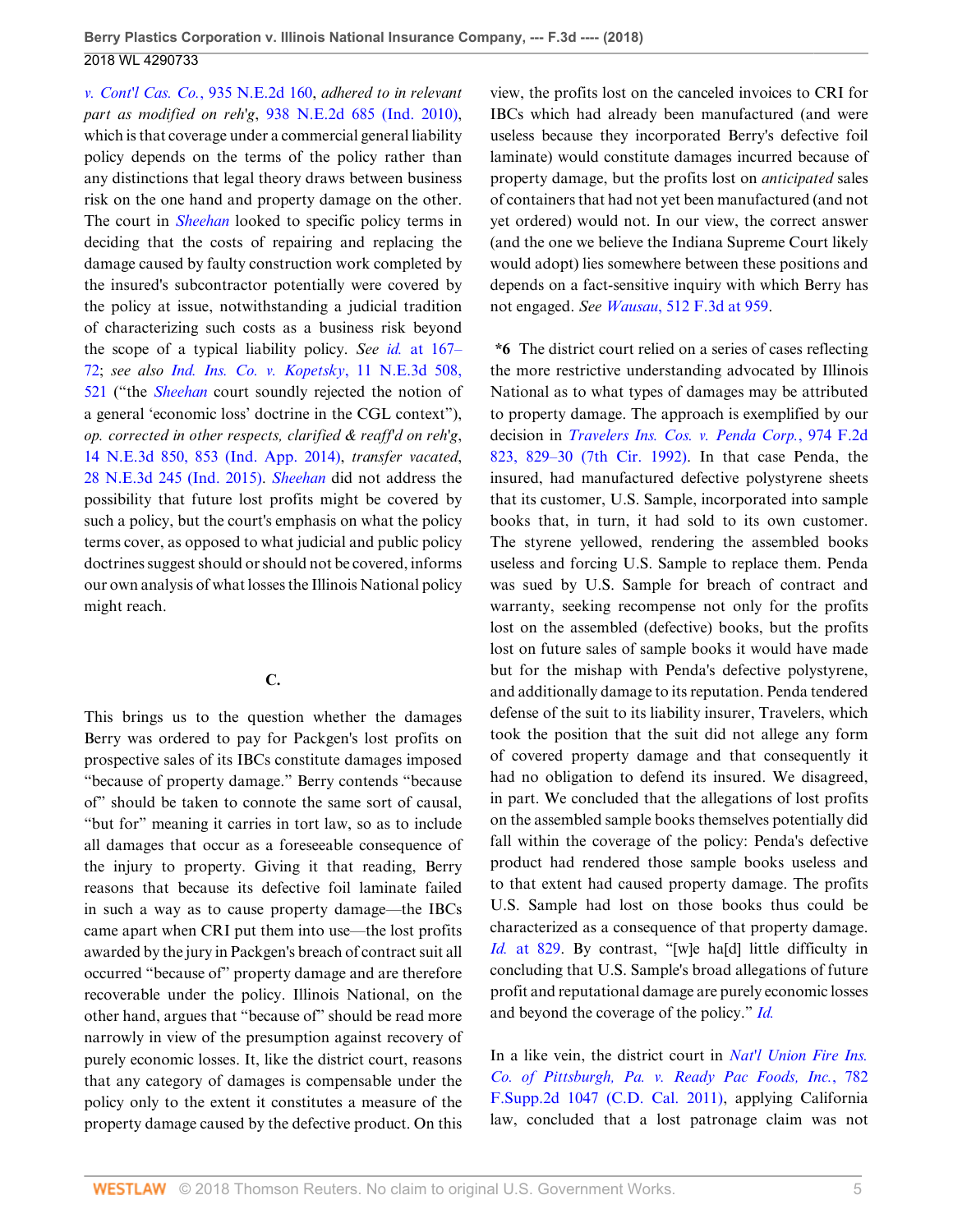*v. Cont'l Cas. Co.*, 935 N.E.2d 160, *adhered to in relevant part as modified on reh'g*, 938 N.E.2d 685 (Ind. 2010), which is that coverage under a commercial general liability policy depends on the terms of the policy rather than any distinctions that legal theory draws between business risk on the one hand and property damage on the other. The court in *Sheehan* looked to specific policy terms in deciding that the costs of repairing and replacing the damage caused by faulty construction work completed by the insured's subcontractor potentially were covered by the policy at issue, notwithstanding a judicial tradition of characterizing such costs as a business risk beyond the scope of a typical liability policy. *See id.* at 167–72; *see also Ind. Ins. Co. v. Kopetsky*, 11 N.E.3d 508, 521 ("the *Sheehan* court soundly rejected the notion of a general 'economic loss' doctrine in the CGL context"), *op. corrected in other respects, clarified & reaff'd on reh'g*, 14 N.E.3d 850, 853 (Ind. App. 2014), *transfer vacated*, 28 N.E.3d 245 (Ind. 2015). *Sheehan* did not address the possibility that future lost profits might be covered by such a policy, but the court's emphasis on what the policy terms cover, as opposed to what judicial and public policy doctrines suggest should or should not be covered, informs our own analysis of what losses the Illinois National policy might reach.

### C.

This brings us to the question whether the damages Berry was ordered to pay for Packgen's lost profits on prospective sales of its IBCs constitute damages imposed "because of property damage." Berry contends "because of" should be taken to connote the same sort of causal, "but for" meaning it carries in tort law, so as to include all damages that occur as a foreseeable consequence of the injury to property. Giving it that reading, Berry reasons that because its defective foil laminate failed in such a way as to cause property damage—the IBCs came apart when CRI put them into use—the lost profits awarded by the jury in Packgen's breach of contract suit all occurred "because of" property damage and are therefore recoverable under the policy. Illinois National, on the other hand, argues that "because of" should be read more narrowly in view of the presumption against recovery of purely economic losses. It, like the district court, reasons that any category of damages is compensable under the policy only to the extent it constitutes a measure of the property damage caused by the defective product. On this view, the profits lost on the canceled invoices to CRI for IBCs which had already been manufactured (and were useless because they incorporated Berry's defective foil laminate) would constitute damages incurred because of property damage, but the profits lost on *anticipated* sales of containers that had not yet been manufactured (and not yet ordered) would not. In our view, the correct answer (and the one we believe the Indiana Supreme Court likely would adopt) lies somewhere between these positions and depends on a fact-sensitive inquiry with which Berry has not engaged. *See Wausau*, 512 F.3d at 959.

**\*6** The district court relied on a series of cases reflecting the more restrictive understanding advocated by Illinois National as to what types of damages may be attributed to property damage. The approach is exemplified by our decision in *Travelers Ins. Cos. v. Penda Corp.*, 974 F.2d 823, 829–30 (7th Cir. 1992). In that case Penda, the insured, had manufactured defective polystyrene sheets that its customer, U.S. Sample, incorporated into sample books that, in turn, it had sold to its own customer. The styrene yellowed, rendering the assembled books useless and forcing U.S. Sample to replace them. Penda was sued by U.S. Sample for breach of contract and warranty, seeking recompense not only for the profits lost on the assembled (defective) books, but the profits lost on future sales of sample books it would have made but for the mishap with Penda's defective polystyrene, and additionally damage to its reputation. Penda tendered defense of the suit to its liability insurer, Travelers, which took the position that the suit did not allege any form of covered property damage and that consequently it had no obligation to defend its insured. We disagreed, in part. We concluded that the allegations of lost profits on the assembled sample books themselves potentially did fall within the coverage of the policy: Penda's defective product had rendered those sample books useless and to that extent had caused property damage. The profits U.S. Sample had lost on those books thus could be characterized as a consequence of that property damage. *Id.* at 829. By contrast, "[w]e ha[d] little difficulty in concluding that U.S. Sample's broad allegations of future profit and reputational damage are purely economic losses and beyond the coverage of the policy." *Id.*

In a like vein, the district court in *Nat'l Union Fire Ins. Co. of Pittsburgh, Pa. v. Ready Pac Foods, Inc.*, 782 F.Supp.2d 1047 (C.D. Cal. 2011), applying California law, concluded that a lost patronage claim was not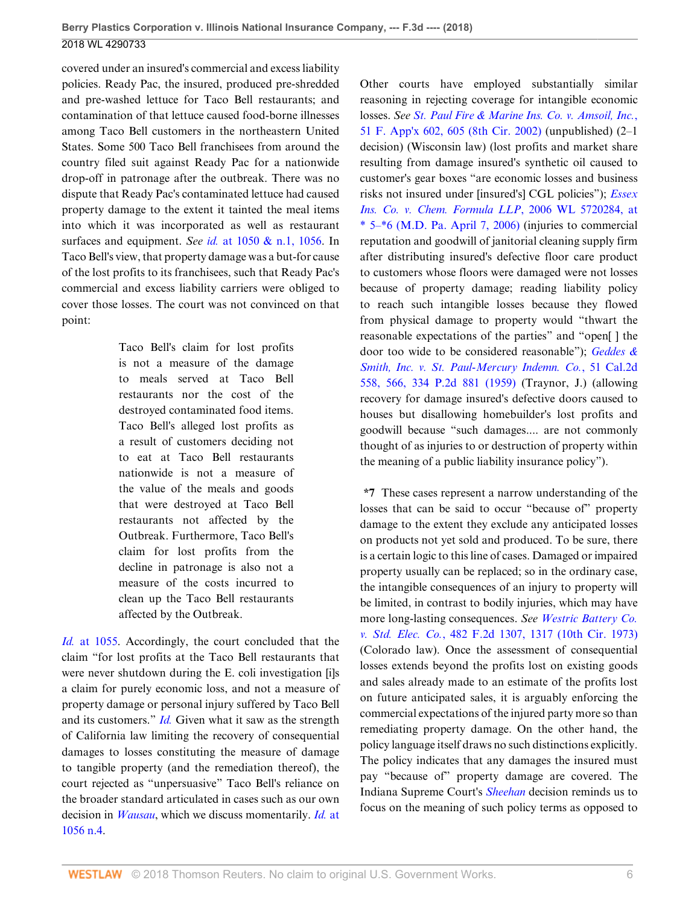covered under an insured's commercial and excess liability policies. Ready Pac, the insured, produced pre-shredded and pre-washed lettuce for Taco Bell restaurants; and contamination of that lettuce caused food-borne illnesses among Taco Bell customers in the northeastern United States. Some 500 Taco Bell franchisees from around the country filed suit against Ready Pac for a nationwide drop-off in patronage after the outbreak. There was no dispute that Ready Pac's contaminated lettuce had caused property damage to the extent it tainted the meal items into which it was incorporated as well as restaurant surfaces and equipment. *See id.* at 1050 & n.1, 1056. In Taco Bell's view, that property damage was a but-for cause of the lost profits to its franchisees, such that Ready Pac's commercial and excess liability carriers were obliged to cover those losses. The court was not convinced on that point:

> Taco Bell's claim for lost profits is not a measure of the damage to meals served at Taco Bell restaurants nor the cost of the destroyed contaminated food items. Taco Bell's alleged lost profits as a result of customers deciding not to eat at Taco Bell restaurants nationwide is not a measure of the value of the meals and goods that were destroyed at Taco Bell restaurants not affected by the Outbreak. Furthermore, Taco Bell's claim for lost profits from the decline in patronage is also not a measure of the costs incurred to clean up the Taco Bell restaurants affected by the Outbreak.

*Id.* at 1055. Accordingly, the court concluded that the claim "for lost profits at the Taco Bell restaurants that were never shutdown during the E. coli investigation [i]s a claim for purely economic loss, and not a measure of property damage or personal injury suffered by Taco Bell and its customers." *Id.* Given what it saw as the strength of California law limiting the recovery of consequential damages to losses constituting the measure of damage to tangible property (and the remediation thereof), the court rejected as "unpersuasive" Taco Bell's reliance on the broader standard articulated in cases such as our own decision in *Wausau*, which we discuss momentarily. *Id.* at 1056 n.4.

Other courts have employed substantially similar reasoning in rejecting coverage for intangible economic losses. *See St. Paul Fire & Marine Ins. Co. v. Amsoil, Inc.*, 51 F. App'x 602, 605 (8th Cir. 2002) (unpublished) (2–1 decision) (Wisconsin law) (lost profits and market share resulting from damage insured's synthetic oil caused to customer's gear boxes "are economic losses and business risks not insured under [insured's] CGL policies"); *Essex Ins. Co. v. Chem. Formula LLP*, 2006 WL 5720284, at * 5–*6 (M.D. Pa. April 7, 2006) (injuries to commercial reputation and goodwill of janitorial cleaning supply firm after distributing insured's defective floor care product to customers whose floors were damaged were not losses because of property damage; reading liability policy to reach such intangible losses because they flowed from physical damage to property would "thwart the reasonable expectations of the parties" and "open[ ] the door too wide to be considered reasonable"); *Geddes & Smith, Inc. v. St. Paul-Mercury Indemn. Co.*, 51 Cal.2d 558, 566, 334 P.2d 881 (1959) (Traynor, J.) (allowing recovery for damage insured's defective doors caused to houses but disallowing homebuilder's lost profits and goodwill because "such damages.... are not commonly thought of as injuries to or destruction of property within the meaning of a public liability insurance policy").

**\*7** These cases represent a narrow understanding of the losses that can be said to occur "because of" property damage to the extent they exclude any anticipated losses on products not yet sold and produced. To be sure, there is a certain logic to this line of cases. Damaged or impaired property usually can be replaced; so in the ordinary case, the intangible consequences of an injury to property will be limited, in contrast to bodily injuries, which may have more long-lasting consequences. *See Westric Battery Co. v. Std. Elec. Co.*, 482 F.2d 1307, 1317 (10th Cir. 1973) (Colorado law). Once the assessment of consequential losses extends beyond the profits lost on existing goods and sales already made to an estimate of the profits lost on future anticipated sales, it is arguably enforcing the commercial expectations of the injured party more so than remediating property damage. On the other hand, the policy language itself draws no such distinctions explicitly. The policy indicates that any damages the insured must pay "because of" property damage are covered. The Indiana Supreme Court's *Sheehan* decision reminds us to focus on the meaning of such policy terms as opposed to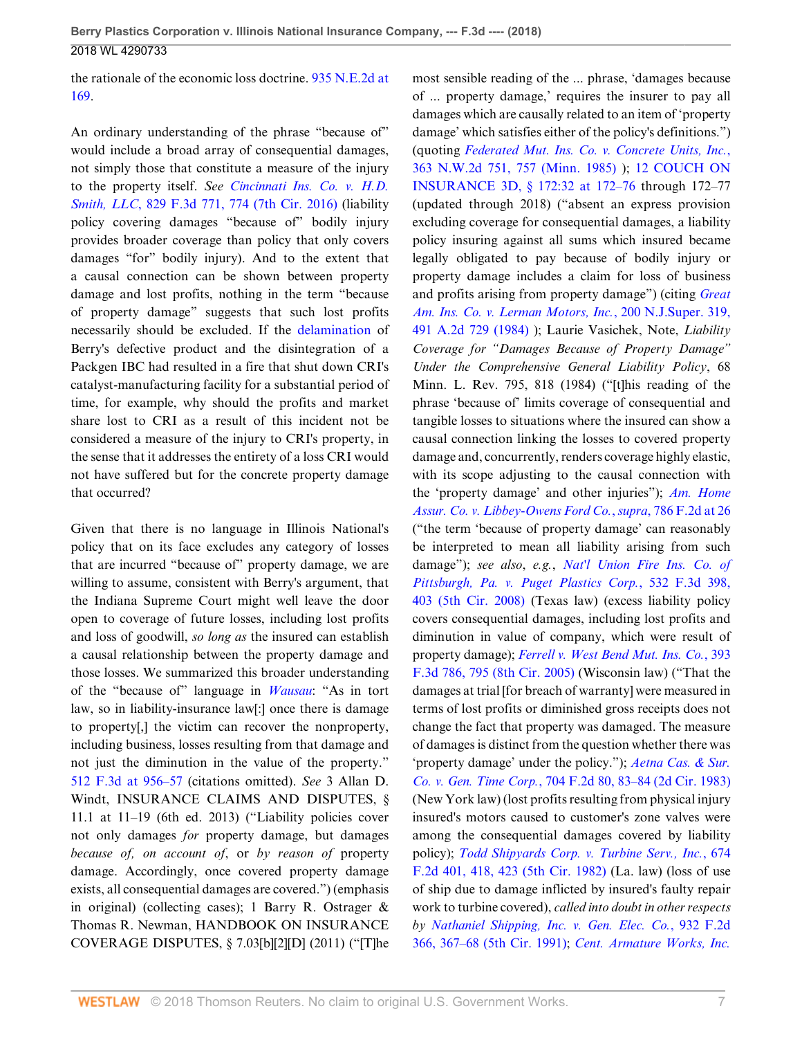the rationale of the economic loss doctrine. 935 N.E.2d at 169.

An ordinary understanding of the phrase "because of" would include a broad array of consequential damages, not simply those that constitute a measure of the injury to the property itself. *See* *Cincinnati Ins. Co. v. H.D. Smith, LLC*, 829 F.3d 771, 774 (7th Cir. 2016) (liability policy covering damages "because of" bodily injury provides broader coverage than policy that only covers damages "for" bodily injury). And to the extent that a causal connection can be shown between property damage and lost profits, nothing in the term "because of property damage" suggests that such lost profits necessarily should be excluded. If the delamination of Berry's defective product and the disintegration of a Packgen IBC had resulted in a fire that shut down CRI's catalyst-manufacturing facility for a substantial period of time, for example, why should the profits and market share lost to CRI as a result of this incident not be considered a measure of the injury to CRI's property, in the sense that it addresses the entirety of a loss CRI would not have suffered but for the concrete property damage that occurred?

Given that there is no language in Illinois National's policy that on its face excludes any category of losses that are incurred "because of" property damage, we are willing to assume, consistent with Berry's argument, that the Indiana Supreme Court might well leave the door open to coverage of future losses, including lost profits and loss of goodwill, *so long as* the insured can establish a causal relationship between the property damage and those losses. We summarized this broader understanding of the "because of" language in *Wausau*: "As in tort law, so in liability-insurance law[:] once there is damage to property[,] the victim can recover the nonproperty, including business, losses resulting from that damage and not just the diminution in the value of the property." 512 F.3d at 956–57 (citations omitted). *See* 3 Allan D. Windt, INSURANCE CLAIMS AND DISPUTES, § 11.1 at 11–19 (6th ed. 2013) ("Liability policies cover not only damages *for* property damage, but damages *because of, on account of*, or *by reason of* property damage. Accordingly, once covered property damage exists, all consequential damages are covered.") (emphasis in original) (collecting cases); 1 Barry R. Ostrager & Thomas R. Newman, HANDBOOK ON INSURANCE COVERAGE DISPUTES, § 7.03[b][2][D] (2011) ("[T]he most sensible reading of the ... phrase, 'damages because of ... property damage,' requires the insurer to pay all damages which are causally related to an item of 'property damage' which satisfies either of the policy's definitions.") (quoting *Federated Mut. Ins. Co. v. Concrete Units, Inc.*, 363 N.W.2d 751, 757 (Minn. 1985) ); 12 COUCH ON INSURANCE 3D, § 172:32 at 172–76 through 172–77 (updated through 2018) ("absent an express provision excluding coverage for consequential damages, a liability policy insuring against all sums which insured became legally obligated to pay because of bodily injury or property damage includes a claim for loss of business and profits arising from property damage") (citing *Great Am. Ins. Co. v. Lerman Motors, Inc.*, 200 N.J.Super. 319, 491 A.2d 729 (1984) ); Laurie Vasichek, Note, *Liability Coverage for "Damages Because of Property Damage" Under the Comprehensive General Liability Policy*, 68 Minn. L. Rev. 795, 818 (1984) ("[t]his reading of the phrase 'because of' limits coverage of consequential and tangible losses to situations where the insured can show a causal connection linking the losses to covered property damage and, concurrently, renders coverage highly elastic, with its scope adjusting to the causal connection with the 'property damage' and other injuries"); *Am. Home Assur. Co. v. Libbey-Owens Ford Co.*, *supra*, 786 F.2d at 26 ("the term 'because of property damage' can reasonably be interpreted to mean all liability arising from such damage"); *see also*, *e.g.*, *Nat'l Union Fire Ins. Co. of Pittsburgh, Pa. v. Puget Plastics Corp.*, 532 F.3d 398, 403 (5th Cir. 2008) (Texas law) (excess liability policy covers consequential damages, including lost profits and diminution in value of company, which were result of property damage); *Ferrell v. West Bend Mut. Ins. Co.*, 393 F.3d 786, 795 (8th Cir. 2005) (Wisconsin law) ("That the damages at trial [for breach of warranty] were measured in terms of lost profits or diminished gross receipts does not change the fact that property was damaged. The measure of damages is distinct from the question whether there was 'property damage' under the policy."); *Aetna Cas. & Sur. Co. v. Gen. Time Corp.*, 704 F.2d 80, 83–84 (2d Cir. 1983) (New York law) (lost profits resulting from physical injury insured's motors caused to customer's zone valves were among the consequential damages covered by liability policy); *Todd Shipyards Corp. v. Turbine Serv., Inc.*, 674 F.2d 401, 418, 423 (5th Cir. 1982) (La. law) (loss of use of ship due to damage inflicted by insured's faulty repair work to turbine covered), *called into doubt in other respects by* *Nathaniel Shipping, Inc. v. Gen. Elec. Co.*, 932 F.2d 366, 367–68 (5th Cir. 1991); *Cent. Armature Works, Inc.*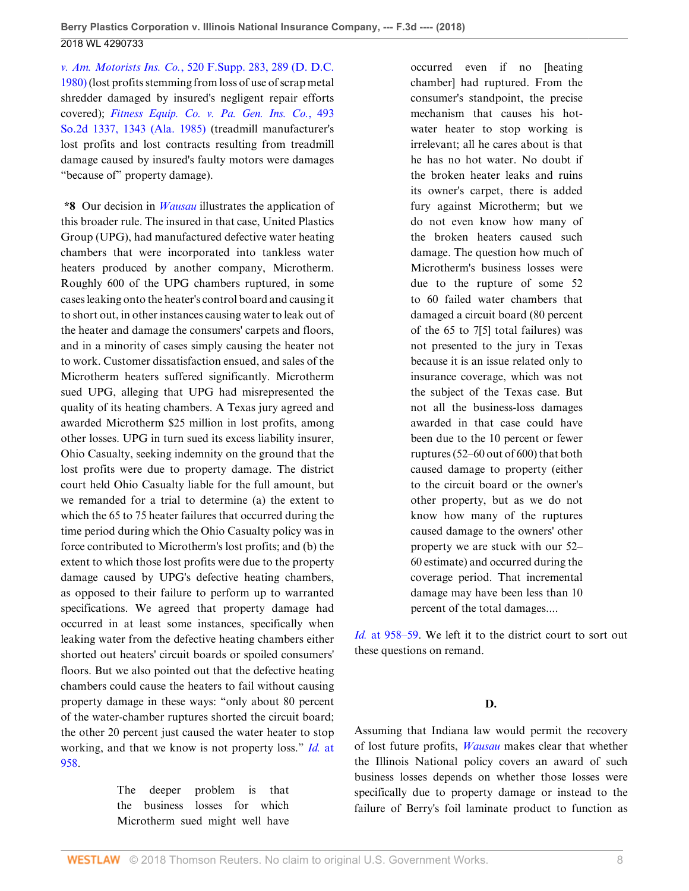*v. Am. Motorists Ins. Co.*, 520 F.Supp. 283, 289 (D. D.C. 1980) (lost profits stemming from loss of use of scrap metal shredder damaged by insured's negligent repair efforts covered); *Fitness Equip. Co. v. Pa. Gen. Ins. Co.*, 493 So.2d 1337, 1343 (Ala. 1985) (treadmill manufacturer's lost profits and lost contracts resulting from treadmill damage caused by insured's faulty motors were damages "because of" property damage).

**\*8** Our decision in *Wausau* illustrates the application of this broader rule. The insured in that case, United Plastics Group (UPG), had manufactured defective water heating chambers that were incorporated into tankless water heaters produced by another company, Microtherm. Roughly 600 of the UPG chambers ruptured, in some cases leaking onto the heater's control board and causing it to short out, in other instances causing water to leak out of the heater and damage the consumers' carpets and floors, and in a minority of cases simply causing the heater not to work. Customer dissatisfaction ensued, and sales of the Microtherm heaters suffered significantly. Microtherm sued UPG, alleging that UPG had misrepresented the quality of its heating chambers. A Texas jury agreed and awarded Microtherm $25 million in lost profits, among other losses. UPG in turn sued its excess liability insurer, Ohio Casualty, seeking indemnity on the ground that the lost profits were due to property damage. The district court held Ohio Casualty liable for the full amount, but we remanded for a trial to determine (a) the extent to which the 65 to 75 heater failures that occurred during the time period during which the Ohio Casualty policy was in force contributed to Microtherm's lost profits; and (b) the extent to which those lost profits were due to the property damage caused by UPG's defective heating chambers, as opposed to their failure to perform up to warranted specifications. We agreed that property damage had occurred in at least some instances, specifically when leaking water from the defective heating chambers either shorted out heaters' circuit boards or spoiled consumers' floors. But we also pointed out that the defective heating chambers could cause the heaters to fail without causing property damage in these ways: "only about 80 percent of the water-chamber ruptures shorted the circuit board; the other 20 percent just caused the water heater to stop working, and that we know is not property loss." *Id.* at 958.

> The deeper problem is that the business losses for which Microtherm sued might well have occurred even if no [heating chamber] had ruptured. From the consumer's standpoint, the precise mechanism that causes his hot-water heater to stop working is irrelevant; all he cares about is that he has no hot water. No doubt if the broken heater leaks and ruins its owner's carpet, there is added fury against Microtherm; but we do not even know how many of the broken heaters caused such damage. The question how much of Microtherm's business losses were due to the rupture of some 52 to 60 failed water chambers that damaged a circuit board (80 percent of the 65 to 7[5] total failures) was not presented to the jury in Texas because it is an issue related only to insurance coverage, which was not the subject of the Texas case. But not all the business-loss damages awarded in that case could have been due to the 10 percent or fewer ruptures (52–60 out of 600) that both caused damage to property (either to the circuit board or the owner's other property, but as we do not know how many of the ruptures caused damage to the owners' other property we are stuck with our 52–60 estimate) and occurred during the coverage period. That incremental damage may have been less than 10 percent of the total damages....

*Id.* at 958–59. We left it to the district court to sort out these questions on remand.

## D.

Assuming that Indiana law would permit the recovery of lost future profits, *Wausau* makes clear that whether the Illinois National policy covers an award of such business losses depends on whether those losses were specifically due to property damage or instead to the failure of Berry's foil laminate product to function as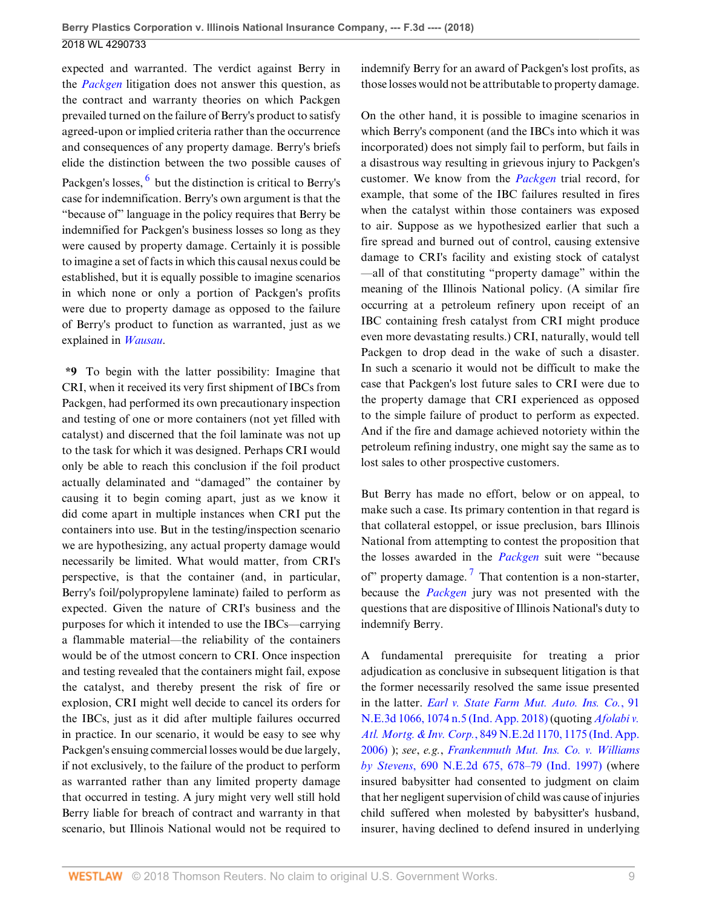expected and warranted. The verdict against Berry in the *Packgen* litigation does not answer this question, as the contract and warranty theories on which Packgen prevailed turned on the failure of Berry's product to satisfy agreed-upon or implied criteria rather than the occurrence and consequences of any property damage. Berry's briefs elide the distinction between the two possible causes of Packgen's losses,[6] but the distinction is critical to Berry's case for indemnification. Berry's own argument is that the "because of" language in the policy requires that Berry be indemnified for Packgen's business losses so long as they were caused by property damage. Certainly it is possible to imagine a set of facts in which this causal nexus could be established, but it is equally possible to imagine scenarios in which none or only a portion of Packgen's profits were due to property damage as opposed to the failure of Berry's product to function as warranted, just as we explained in *Wausau*.

**\*9** To begin with the latter possibility: Imagine that CRI, when it received its very first shipment of IBCs from Packgen, had performed its own precautionary inspection and testing of one or more containers (not yet filled with catalyst) and discerned that the foil laminate was not up to the task for which it was designed. Perhaps CRI would only be able to reach this conclusion if the foil product actually delaminated and "damaged" the container by causing it to begin coming apart, just as we know it did come apart in multiple instances when CRI put the containers into use. But in the testing/inspection scenario we are hypothesizing, any actual property damage would necessarily be limited. What would matter, from CRI's perspective, is that the container (and, in particular, Berry's foil/polypropylene laminate) failed to perform as expected. Given the nature of CRI's business and the purposes for which it intended to use the IBCs—carrying a flammable material—the reliability of the containers would be of the utmost concern to CRI. Once inspection and testing revealed that the containers might fail, expose the catalyst, and thereby present the risk of fire or explosion, CRI might well decide to cancel its orders for the IBCs, just as it did after multiple failures occurred in practice. In our scenario, it would be easy to see why Packgen's ensuing commercial losses would be due largely, if not exclusively, to the failure of the product to perform as warranted rather than any limited property damage that occurred in testing. A jury might very well still hold Berry liable for breach of contract and warranty in that scenario, but Illinois National would not be required to indemnify Berry for an award of Packgen's lost profits, as those losses would not be attributable to property damage.

On the other hand, it is possible to imagine scenarios in which Berry's component (and the IBCs into which it was incorporated) does not simply fail to perform, but fails in a disastrous way resulting in grievous injury to Packgen's customer. We know from the *Packgen* trial record, for example, that some of the IBC failures resulted in fires when the catalyst within those containers was exposed to air. Suppose as we hypothesized earlier that such a fire spread and burned out of control, causing extensive damage to CRI's facility and existing stock of catalyst —all of that constituting "property damage" within the meaning of the Illinois National policy. (A similar fire occurring at a petroleum refinery upon receipt of an IBC containing fresh catalyst from CRI might produce even more devastating results.) CRI, naturally, would tell Packgen to drop dead in the wake of such a disaster. In such a scenario it would not be difficult to make the case that Packgen's lost future sales to CRI were due to the property damage that CRI experienced as opposed to the simple failure of product to perform as expected. And if the fire and damage achieved notoriety within the petroleum refining industry, one might say the same as to lost sales to other prospective customers.

But Berry has made no effort, below or on appeal, to make such a case. Its primary contention in that regard is that collateral estoppel, or issue preclusion, bars Illinois National from attempting to contest the proposition that the losses awarded in the *Packgen* suit were "because of" property damage.[7] That contention is a non-starter, because the *Packgen* jury was not presented with the questions that are dispositive of Illinois National's duty to indemnify Berry.

A fundamental prerequisite for treating a prior adjudication as conclusive in subsequent litigation is that the former necessarily resolved the same issue presented in the latter. *Earl v. State Farm Mut. Auto. Ins. Co.*, 91 N.E.3d 1066, 1074 n.5 (Ind. App. 2018) (quoting *Afolabi v. Atl. Mortg. & Inv. Corp.*, 849 N.E.2d 1170, 1175 (Ind. App. 2006) ); *see, e.g.*, *Frankenmuth Mut. Ins. Co. v. Williams by Stevens*, 690 N.E.2d 675, 678–79 (Ind. 1997) (where insured babysitter had consented to judgment on claim that her negligent supervision of child was cause of injuries child suffered when molested by babysitter's husband, insurer, having declined to defend insured in underlying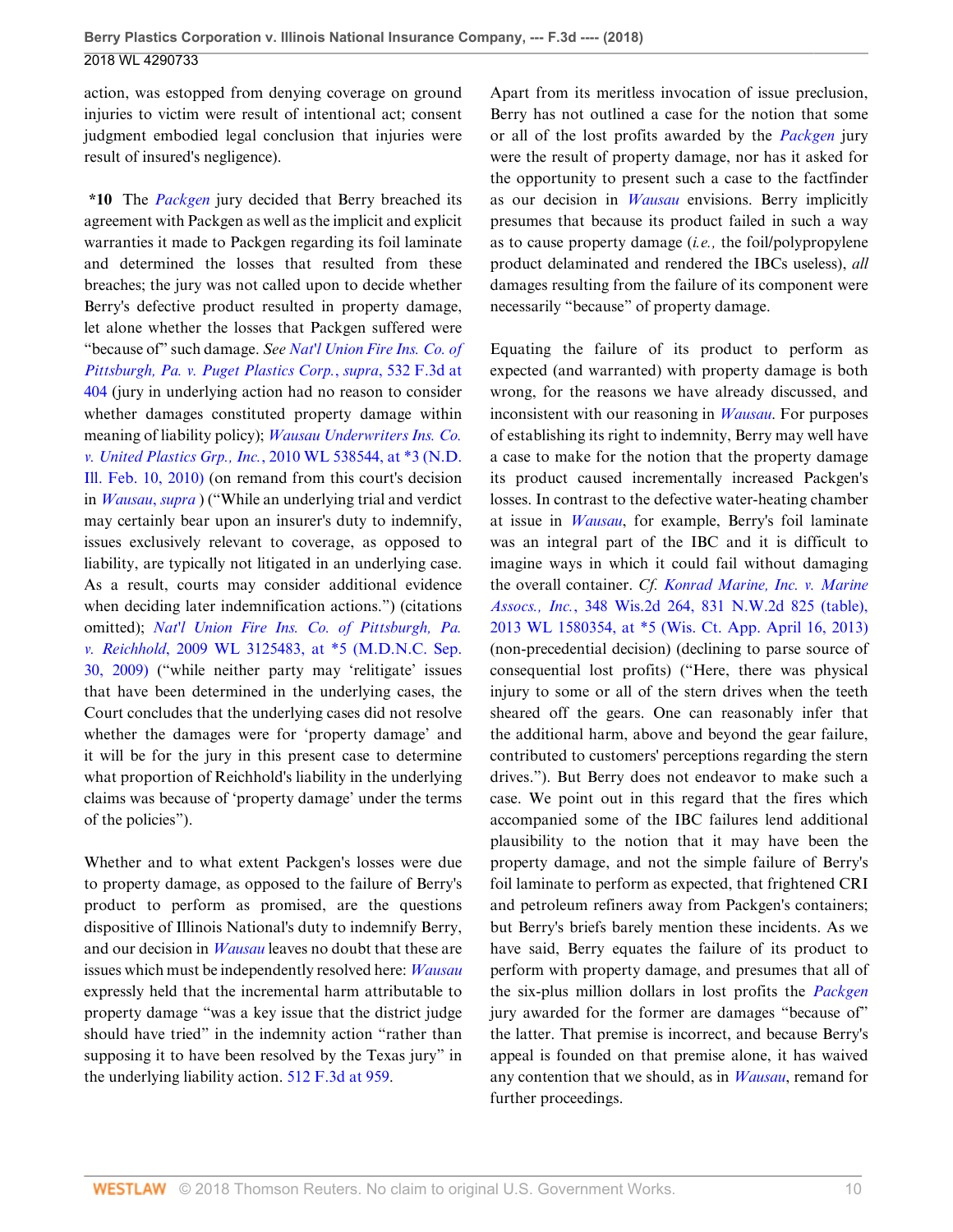action, was estopped from denying coverage on ground injuries to victim were result of intentional act; consent judgment embodied legal conclusion that injuries were result of insured's negligence).

**\*10** The *Packgen* jury decided that Berry breached its agreement with Packgen as well as the implicit and explicit warranties it made to Packgen regarding its foil laminate and determined the losses that resulted from these breaches; the jury was not called upon to decide whether Berry's defective product resulted in property damage, let alone whether the losses that Packgen suffered were "because of" such damage. *See* *Nat'l Union Fire Ins. Co. of Pittsburgh, Pa. v. Puget Plastics Corp.*, *supra*, 532 F.3d at 404 (jury in underlying action had no reason to consider whether damages constituted property damage within meaning of liability policy); *Wausau Underwriters Ins. Co. v. United Plastics Grp., Inc.*, 2010 WL 538544, at \*3 (N.D. Ill. Feb. 10, 2010) (on remand from this court's decision in *Wausau*, *supra* ) ("While an underlying trial and verdict may certainly bear upon an insurer's duty to indemnify, issues exclusively relevant to coverage, as opposed to liability, are typically not litigated in an underlying case. As a result, courts may consider additional evidence when deciding later indemnification actions.") (citations omitted); *Nat'l Union Fire Ins. Co. of Pittsburgh, Pa. v. Reichhold*, 2009 WL 3125483, at \*5 (M.D.N.C. Sep. 30, 2009) ("while neither party may 'relitigate' issues that have been determined in the underlying cases, the Court concludes that the underlying cases did not resolve whether the damages were for 'property damage' and it will be for the jury in this present case to determine what proportion of Reichhold's liability in the underlying claims was because of 'property damage' under the terms of the policies").

Whether and to what extent Packgen's losses were due to property damage, as opposed to the failure of Berry's product to perform as promised, are the questions dispositive of Illinois National's duty to indemnify Berry, and our decision in *Wausau* leaves no doubt that these are issues which must be independently resolved here: *Wausau* expressly held that the incremental harm attributable to property damage "was a key issue that the district judge should have tried" in the indemnity action "rather than supposing it to have been resolved by the Texas jury" in the underlying liability action. 512 F.3d at 959.

Apart from its meritless invocation of issue preclusion, Berry has not outlined a case for the notion that some or all of the lost profits awarded by the *Packgen* jury were the result of property damage, nor has it asked for the opportunity to present such a case to the factfinder as our decision in *Wausau* envisions. Berry implicitly presumes that because its product failed in such a way as to cause property damage (*i.e.,* the foil/polypropylene product delaminated and rendered the IBCs useless), *all* damages resulting from the failure of its component were necessarily "because" of property damage.

Equating the failure of its product to perform as expected (and warranted) with property damage is both wrong, for the reasons we have already discussed, and inconsistent with our reasoning in *Wausau*. For purposes of establishing its right to indemnity, Berry may well have a case to make for the notion that the property damage its product caused incrementally increased Packgen's losses. In contrast to the defective water-heating chamber at issue in *Wausau*, for example, Berry's foil laminate was an integral part of the IBC and it is difficult to imagine ways in which it could fail without damaging the overall container. *Cf.* *Konrad Marine, Inc. v. Marine Assocs., Inc.*, 348 Wis.2d 264, 831 N.W.2d 825 (table), 2013 WL 1580354, at \*5 (Wis. Ct. App. April 16, 2013) (non-precedential decision) (declining to parse source of consequential lost profits) ("Here, there was physical injury to some or all of the stern drives when the teeth sheared off the gears. One can reasonably infer that the additional harm, above and beyond the gear failure, contributed to customers' perceptions regarding the stern drives."). But Berry does not endeavor to make such a case. We point out in this regard that the fires which accompanied some of the IBC failures lend additional plausibility to the notion that it may have been the property damage, and not the simple failure of Berry's foil laminate to perform as expected, that frightened CRI and petroleum refiners away from Packgen's containers; but Berry's briefs barely mention these incidents. As we have said, Berry equates the failure of its product to perform with property damage, and presumes that all of the six-plus million dollars in lost profits the *Packgen* jury awarded for the former are damages "because of" the latter. That premise is incorrect, and because Berry's appeal is founded on that premise alone, it has waived any contention that we should, as in *Wausau*, remand for further proceedings.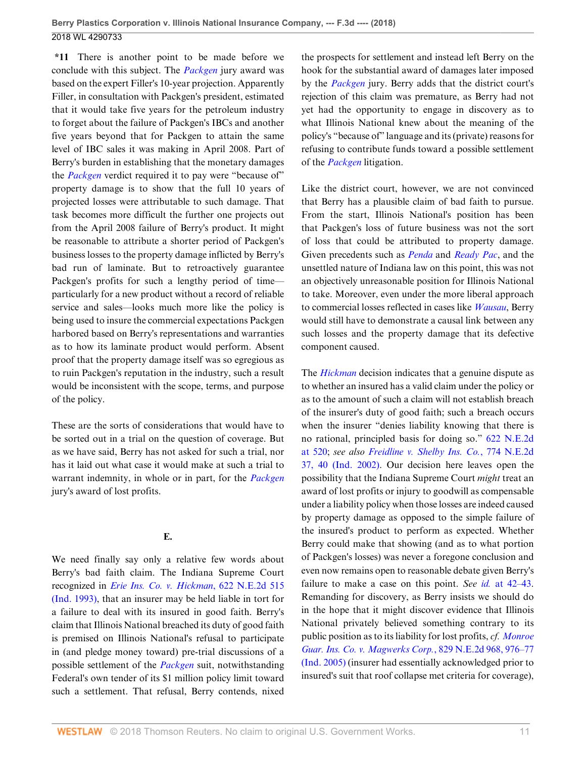**\*11** There is another point to be made before we conclude with this subject. The *Packgen* jury award was based on the expert Filler's 10-year projection. Apparently Filler, in consultation with Packgen's president, estimated that it would take five years for the petroleum industry to forget about the failure of Packgen's IBCs and another five years beyond that for Packgen to attain the same level of IBC sales it was making in April 2008. Part of Berry's burden in establishing that the monetary damages the *Packgen* verdict required it to pay were "because of" property damage is to show that the full 10 years of projected losses were attributable to such damage. That task becomes more difficult the further one projects out from the April 2008 failure of Berry's product. It might be reasonable to attribute a shorter period of Packgen's business losses to the property damage inflicted by Berry's bad run of laminate. But to retroactively guarantee Packgen's profits for such a lengthy period of time—particularly for a new product without a record of reliable service and sales—looks much more like the policy is being used to insure the commercial expectations Packgen harbored based on Berry's representations and warranties as to how its laminate product would perform. Absent proof that the property damage itself was so egregious as to ruin Packgen's reputation in the industry, such a result would be inconsistent with the scope, terms, and purpose of the policy.

These are the sorts of considerations that would have to be sorted out in a trial on the question of coverage. But as we have said, Berry has not asked for such a trial, nor has it laid out what case it would make at such a trial to warrant indemnity, in whole or in part, for the *Packgen* jury's award of lost profits.

### E.

We need finally say only a relative few words about Berry's bad faith claim. The Indiana Supreme Court recognized in *Erie Ins. Co. v. Hickman*, 622 N.E.2d 515 (Ind. 1993), that an insurer may be held liable in tort for a failure to deal with its insured in good faith. Berry's claim that Illinois National breached its duty of good faith is premised on Illinois National's refusal to participate in (and pledge money toward) pre-trial discussions of a possible settlement of the *Packgen* suit, notwithstanding Federal's own tender of its $1 million policy limit toward such a settlement. That refusal, Berry contends, nixed the prospects for settlement and instead left Berry on the hook for the substantial award of damages later imposed by the *Packgen* jury. Berry adds that the district court's rejection of this claim was premature, as Berry had not yet had the opportunity to engage in discovery as to what Illinois National knew about the meaning of the policy's "because of" language and its (private) reasons for refusing to contribute funds toward a possible settlement of the *Packgen* litigation.

Like the district court, however, we are not convinced that Berry has a plausible claim of bad faith to pursue. From the start, Illinois National's position has been that Packgen's loss of future business was not the sort of loss that could be attributed to property damage. Given precedents such as *Penda* and *Ready Pac*, and the unsettled nature of Indiana law on this point, this was not an objectively unreasonable position for Illinois National to take. Moreover, even under the more liberal approach to commercial losses reflected in cases like *Wausau*, Berry would still have to demonstrate a causal link between any such losses and the property damage that its defective component caused.

The *Hickman* decision indicates that a genuine dispute as to whether an insured has a valid claim under the policy or as to the amount of such a claim will not establish breach of the insurer's duty of good faith; such a breach occurs when the insurer "denies liability knowing that there is no rational, principled basis for doing so." 622 N.E.2d at 520; *see also Freidline v. Shelby Ins. Co.*, 774 N.E.2d 37, 40 (Ind. 2002). Our decision here leaves open the possibility that the Indiana Supreme Court *might* treat an award of lost profits or injury to goodwill as compensable under a liability policy when those losses are indeed caused by property damage as opposed to the simple failure of the insured's product to perform as expected. Whether Berry could make that showing (and as to what portion of Packgen's losses) was never a foregone conclusion and even now remains open to reasonable debate given Berry's failure to make a case on this point. *See id.* at 42–43. Remanding for discovery, as Berry insists we should do in the hope that it might discover evidence that Illinois National privately believed something contrary to its public position as to its liability for lost profits, *cf. Monroe Guar. Ins. Co. v. Magwerks Corp.*, 829 N.E.2d 968, 976–77 (Ind. 2005) (insurer had essentially acknowledged prior to insured's suit that roof collapse met criteria for coverage),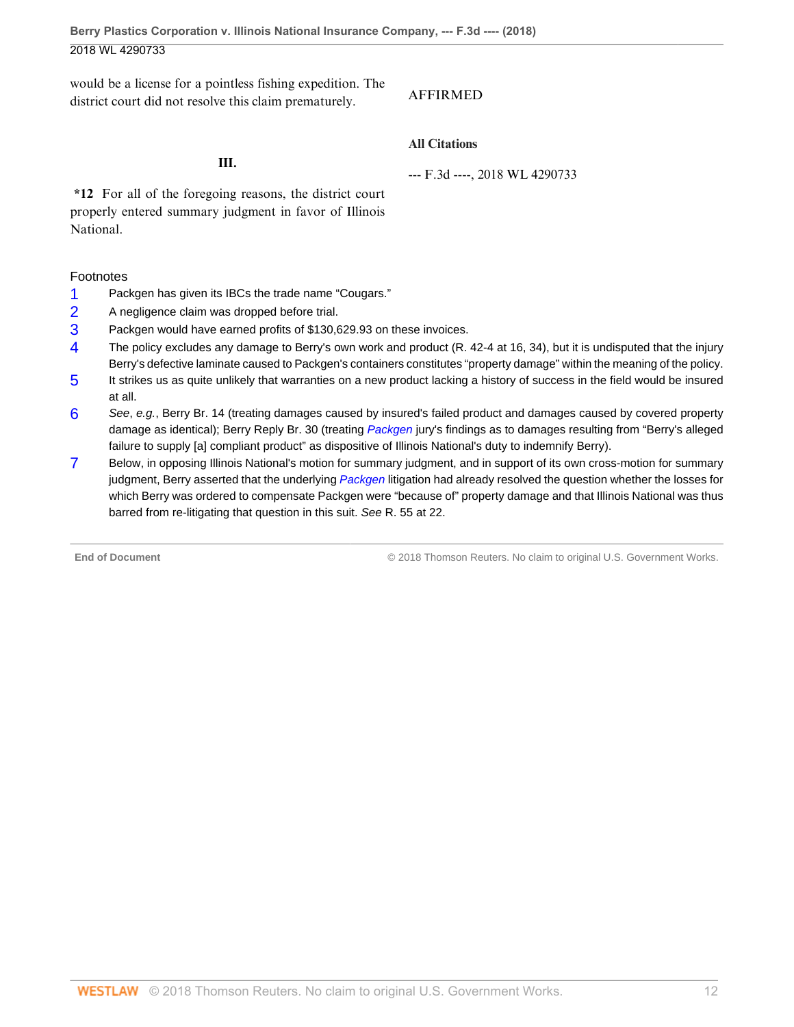would be a license for a pointless fishing expedition. The district court did not resolve this claim prematurely.

### III.

**\*12** For all of the foregoing reasons, the district court properly entered summary judgment in favor of Illinois National.

AFFIRMED

**All Citations**

--- F.3d ----, 2018 WL 4290733

Footnotes

1. Packgen has given its IBCs the trade name "Cougars."
2. A negligence claim was dropped before trial.
3. Packgen would have earned profits of $130,629.93 on these invoices.
4. The policy excludes any damage to Berry's own work and product (R. 42-4 at 16, 34), but it is undisputed that the injury Berry's defective laminate caused to Packgen's containers constitutes "property damage" within the meaning of the policy.
5. It strikes us as quite unlikely that warranties on a new product lacking a history of success in the field would be insured at all.
6. *See*, *e.g.*, Berry Br. 14 (treating damages caused by insured's failed product and damages caused by covered property damage as identical); Berry Reply Br. 30 (treating *Packgen* jury's findings as to damages resulting from "Berry's alleged failure to supply [a] compliant product" as dispositive of Illinois National's duty to indemnify Berry).
7. Below, in opposing Illinois National's motion for summary judgment, and in support of its own cross-motion for summary judgment, Berry asserted that the underlying *Packgen* litigation had already resolved the question whether the losses for which Berry was ordered to compensate Packgen were "because of" property damage and that Illinois National was thus barred from re-litigating that question in this suit. *See* R. 55 at 22.

End of Document © 2018 Thomson Reuters. No claim to original U.S. Government Works.